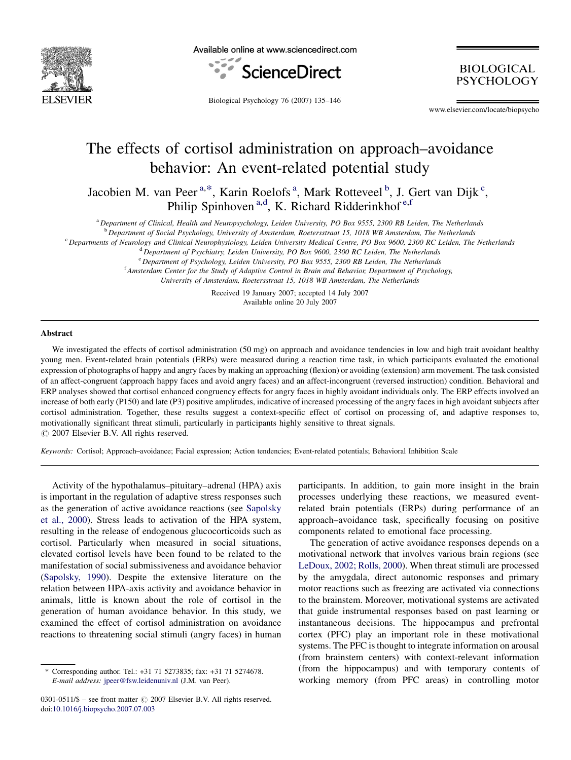# The effects of cortisol administration on approach–avoidance behavior: An event-related potential study

Jacobien M. van Peer [a,*], Karin Roelofs [a], Mark Rotteveel [b], J. Gert van Dijk [c], Philip Spinhoven [a,d], K. Richard Ridderinkhof [e,f]

[a] Department of Clinical, Health and Neuropsychology, Leiden University, PO Box 9555, 2300 RB Leiden, The Netherlands
[b] Department of Social Psychology, University of Amsterdam, Roetersstraat 15, 1018 WB Amsterdam, The Netherlands
[c] Departments of Neurology and Clinical Neurophysiology, Leiden University Medical Centre, PO Box 9600, 2300 RC Leiden, The Netherlands
[d] Department of Psychiatry, Leiden University, PO Box 9600, 2300 RC Leiden, The Netherlands
[e] Department of Psychology, Leiden University, PO Box 9555, 2300 RB Leiden, The Netherlands
[f] Amsterdam Center for the Study of Adaptive Control in Brain and Behavior, Department of Psychology, University of Amsterdam, Roetersstraat 15, 1018 WB Amsterdam, The Netherlands

Received 19 January 2007; accepted 14 July 2007
Available online 20 July 2007

## Abstract

We investigated the effects of cortisol administration (50 mg) on approach and avoidance tendencies in low and high trait avoidant healthy young men. Event-related brain potentials (ERPs) were measured during a reaction time task, in which participants evaluated the emotional expression of photographs of happy and angry faces by making an approaching (flexion) or avoiding (extension) arm movement. The task consisted of an affect-congruent (approach happy faces and avoid angry faces) and an affect-incongruent (reversed instruction) condition. Behavioral and ERP analyses showed that cortisol enhanced congruency effects for angry faces in highly avoidant individuals only. The ERP effects involved an increase of both early (P150) and late (P3) positive amplitudes, indicative of increased processing of the angry faces in high avoidant subjects after cortisol administration. Together, these results suggest a context-specific effect of cortisol on processing of, and adaptive responses to, motivationally significant threat stimuli, particularly in participants highly sensitive to threat signals.
© 2007 Elsevier B.V. All rights reserved.

*Keywords:* Cortisol; Approach–avoidance; Facial expression; Action tendencies; Event-related potentials; Behavioral Inhibition Scale

Activity of the hypothalamus–pituitary–adrenal (HPA) axis is important in the regulation of adaptive stress responses such as the generation of active avoidance reactions (see Sapolsky et al., 2000). Stress leads to activation of the HPA system, resulting in the release of endogenous glucocorticoids such as cortisol. Particularly when measured in social situations, elevated cortisol levels have been found to be related to the manifestation of social submissiveness and avoidance behavior (Sapolsky, 1990). Despite the extensive literature on the relation between HPA-axis activity and avoidance behavior in animals, little is known about the role of cortisol in the generation of human avoidance behavior. In this study, we examined the effect of cortisol administration on avoidance reactions to threatening social stimuli (angry faces) in human participants. In addition, to gain more insight in the brain processes underlying these reactions, we measured event-related brain potentials (ERPs) during performance of an approach–avoidance task, specifically focusing on positive components related to emotional face processing.

The generation of active avoidance responses depends on a motivational network that involves various brain regions (see LeDoux, 2002; Rolls, 2000). When threat stimuli are processed by the amygdala, direct autonomic responses and primary motor reactions such as freezing are activated via connections to the brainstem. Moreover, motivational systems are activated that guide instrumental responses based on past learning or instantaneous decisions. The hippocampus and prefrontal cortex (PFC) play an important role in these motivational systems. The PFC is thought to integrate information on arousal (from brainstem centers) with context-relevant information (from the hippocampus) and with temporary contents of working memory (from PFC areas) in controlling motor

\* Corresponding author. Tel.: +31 71 5273835; fax: +31 71 5274678.
*E-mail address:* jpeer@fsw.leidenuniv.nl (J.M. van Peer).

0301-0511/$ – see front matter © 2007 Elsevier B.V. All rights reserved.
doi:10.1016/j.biopsycho.2007.07.003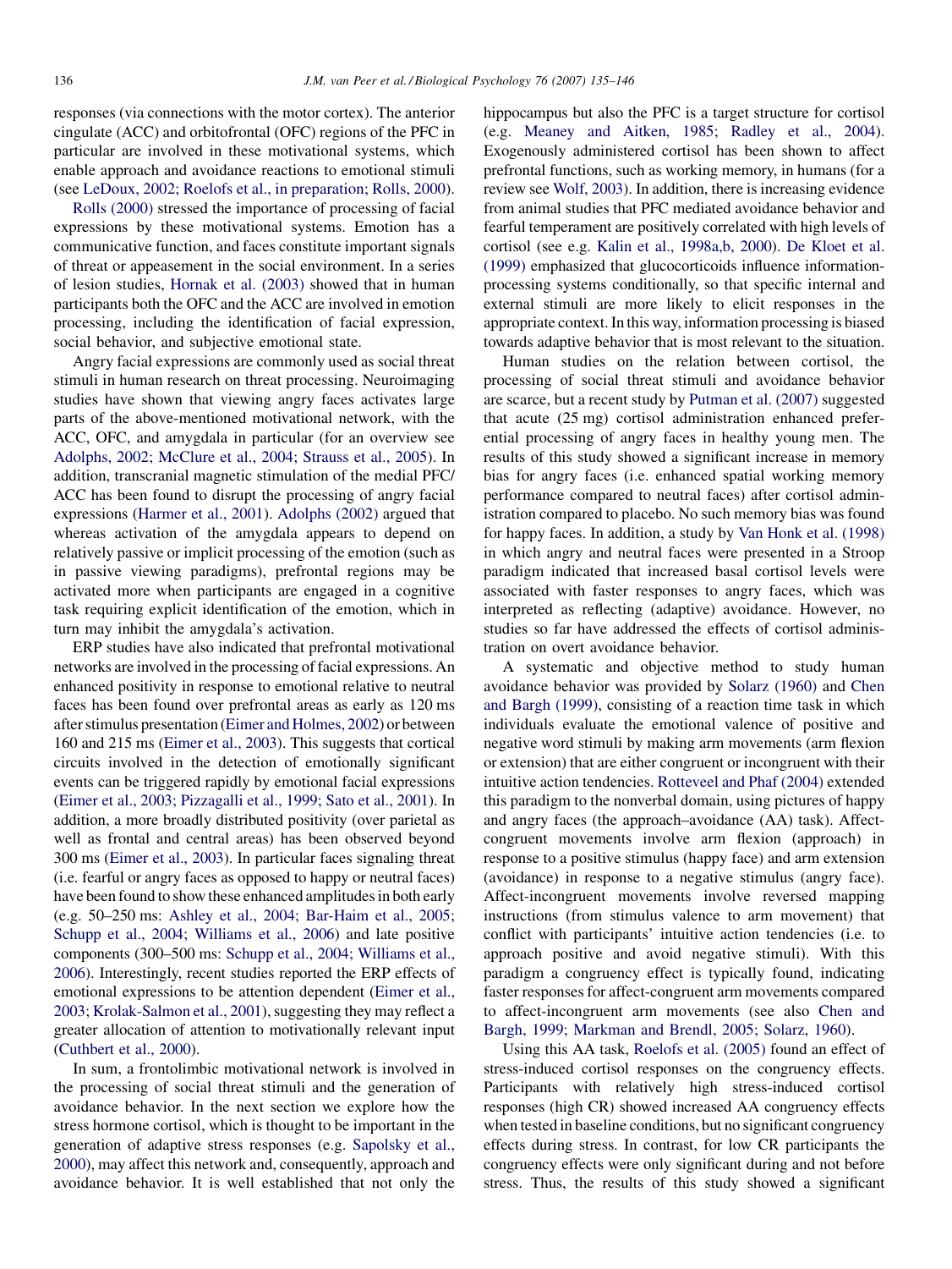responses (via connections with the motor cortex). The anterior cingulate (ACC) and orbitofrontal (OFC) regions of the PFC in particular are involved in these motivational systems, which enable approach and avoidance reactions to emotional stimuli (see LeDoux, 2002; Roelofs et al., in preparation; Rolls, 2000).

Rolls (2000) stressed the importance of processing of facial expressions by these motivational systems. Emotion has a communicative function, and faces constitute important signals of threat or appeasement in the social environment. In a series of lesion studies, Hornak et al. (2003) showed that in human participants both the OFC and the ACC are involved in emotion processing, including the identification of facial expression, social behavior, and subjective emotional state.

Angry facial expressions are commonly used as social threat stimuli in human research on threat processing. Neuroimaging studies have shown that viewing angry faces activates large parts of the above-mentioned motivational network, with the ACC, OFC, and amygdala in particular (for an overview see Adolphs, 2002; McClure et al., 2004; Strauss et al., 2005). In addition, transcranial magnetic stimulation of the medial PFC/ACC has been found to disrupt the processing of angry facial expressions (Harmer et al., 2001). Adolphs (2002) argued that whereas activation of the amygdala appears to depend on relatively passive or implicit processing of the emotion (such as in passive viewing paradigms), prefrontal regions may be activated more when participants are engaged in a cognitive task requiring explicit identification of the emotion, which in turn may inhibit the amygdala's activation.

ERP studies have also indicated that prefrontal motivational networks are involved in the processing of facial expressions. An enhanced positivity in response to emotional relative to neutral faces has been found over prefrontal areas as early as 120 ms after stimulus presentation (Eimer and Holmes, 2002) or between 160 and 215 ms (Eimer et al., 2003). This suggests that cortical circuits involved in the detection of emotionally significant events can be triggered rapidly by emotional facial expressions (Eimer et al., 2003; Pizzagalli et al., 1999; Sato et al., 2001). In addition, a more broadly distributed positivity (over parietal as well as frontal and central areas) has been observed beyond 300 ms (Eimer et al., 2003). In particular faces signaling threat (i.e. fearful or angry faces as opposed to happy or neutral faces) have been found to show these enhanced amplitudes in both early (e.g. 50–250 ms: Ashley et al., 2004; Bar-Haim et al., 2005; Schupp et al., 2004; Williams et al., 2006) and late positive components (300–500 ms: Schupp et al., 2004; Williams et al., 2006). Interestingly, recent studies reported the ERP effects of emotional expressions to be attention dependent (Eimer et al., 2003; Krolak-Salmon et al., 2001), suggesting they may reflect a greater allocation of attention to motivationally relevant input (Cuthbert et al., 2000).

In sum, a frontolimbic motivational network is involved in the processing of social threat stimuli and the generation of avoidance behavior. In the next section we explore how the stress hormone cortisol, which is thought to be important in the generation of adaptive stress responses (e.g. Sapolsky et al., 2000), may affect this network and, consequently, approach and avoidance behavior. It is well established that not only the hippocampus but also the PFC is a target structure for cortisol (e.g. Meaney and Aitken, 1985; Radley et al., 2004). Exogenously administered cortisol has been shown to affect prefrontal functions, such as working memory, in humans (for a review see Wolf, 2003). In addition, there is increasing evidence from animal studies that PFC mediated avoidance behavior and fearful temperament are positively correlated with high levels of cortisol (see e.g. Kalin et al., 1998a,b, 2000). De Kloet et al. (1999) emphasized that glucocorticoids influence information-processing systems conditionally, so that specific internal and external stimuli are more likely to elicit responses in the appropriate context. In this way, information processing is biased towards adaptive behavior that is most relevant to the situation.

Human studies on the relation between cortisol, the processing of social threat stimuli and avoidance behavior are scarce, but a recent study by Putman et al. (2007) suggested that acute (25 mg) cortisol administration enhanced preferential processing of angry faces in healthy young men. The results of this study showed a significant increase in memory bias for angry faces (i.e. enhanced spatial working memory performance compared to neutral faces) after cortisol administration compared to placebo. No such memory bias was found for happy faces. In addition, a study by Van Honk et al. (1998) in which angry and neutral faces were presented in a Stroop paradigm indicated that increased basal cortisol levels were associated with faster responses to angry faces, which was interpreted as reflecting (adaptive) avoidance. However, no studies so far have addressed the effects of cortisol administration on overt avoidance behavior.

A systematic and objective method to study human avoidance behavior was provided by Solarz (1960) and Chen and Bargh (1999), consisting of a reaction time task in which individuals evaluate the emotional valence of positive and negative word stimuli by making arm movements (arm flexion or extension) that are either congruent or incongruent with their intuitive action tendencies. Rotteveel and Phaf (2004) extended this paradigm to the nonverbal domain, using pictures of happy and angry faces (the approach–avoidance (AA) task). Affect-congruent movements involve arm flexion (approach) in response to a positive stimulus (happy face) and arm extension (avoidance) in response to a negative stimulus (angry face). Affect-incongruent movements involve reversed mapping instructions (from stimulus valence to arm movement) that conflict with participants' intuitive action tendencies (i.e. to approach positive and avoid negative stimuli). With this paradigm a congruency effect is typically found, indicating faster responses for affect-congruent arm movements compared to affect-incongruent arm movements (see also Chen and Bargh, 1999; Markman and Brendl, 2005; Solarz, 1960).

Using this AA task, Roelofs et al. (2005) found an effect of stress-induced cortisol responses on the congruency effects. Participants with relatively high stress-induced cortisol responses (high CR) showed increased AA congruency effects when tested in baseline conditions, but no significant congruency effects during stress. In contrast, for low CR participants the congruency effects were only significant during and not before stress. Thus, the results of this study showed a significant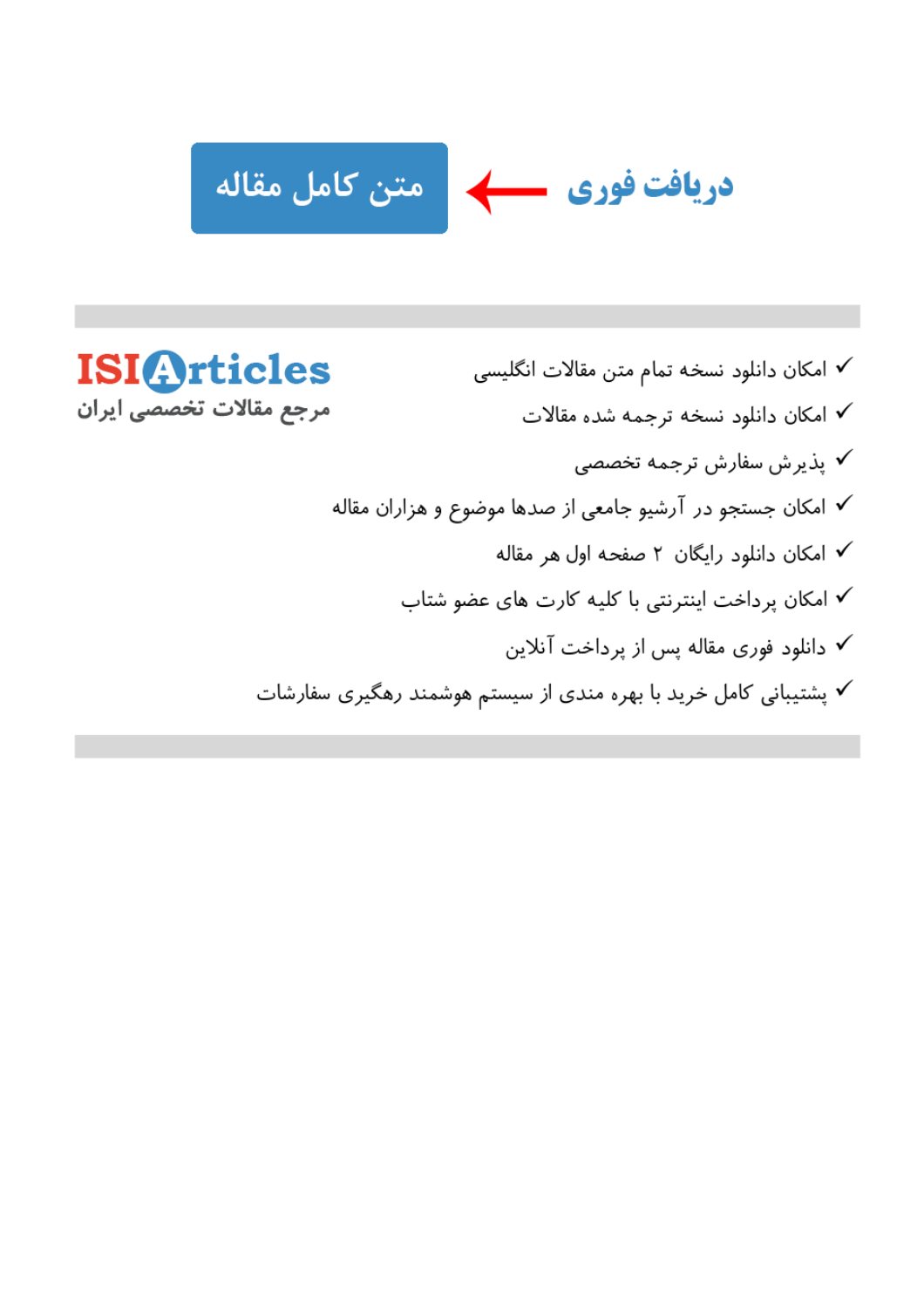**دریافت فوری** ← **متن کامل مقاله**

---

**ISIArticles**
**مرجع مقالات تخصصی ایران**

- ✓ امکان دانلود نسخه تمام متن مقالات انگلیسی
- ✓ امکان دانلود نسخه ترجمه شده مقالات
- ✓ پذیرش سفارش ترجمه تخصصی
- ✓ امکان جستجو در آرشیو جامعی از صدها موضوع و هزاران مقاله
- ✓ امکان دانلود رایگان ۲ صفحه اول هر مقاله
- ✓ امکان پرداخت اینترنتی با کلیه کارت های عضو شتاب
- ✓ دانلود فوری مقاله پس از پرداخت آنلاین
- ✓ پشتیبانی کامل خرید با بهره مندی از سیستم هوشمند رهگیری سفارشات

---